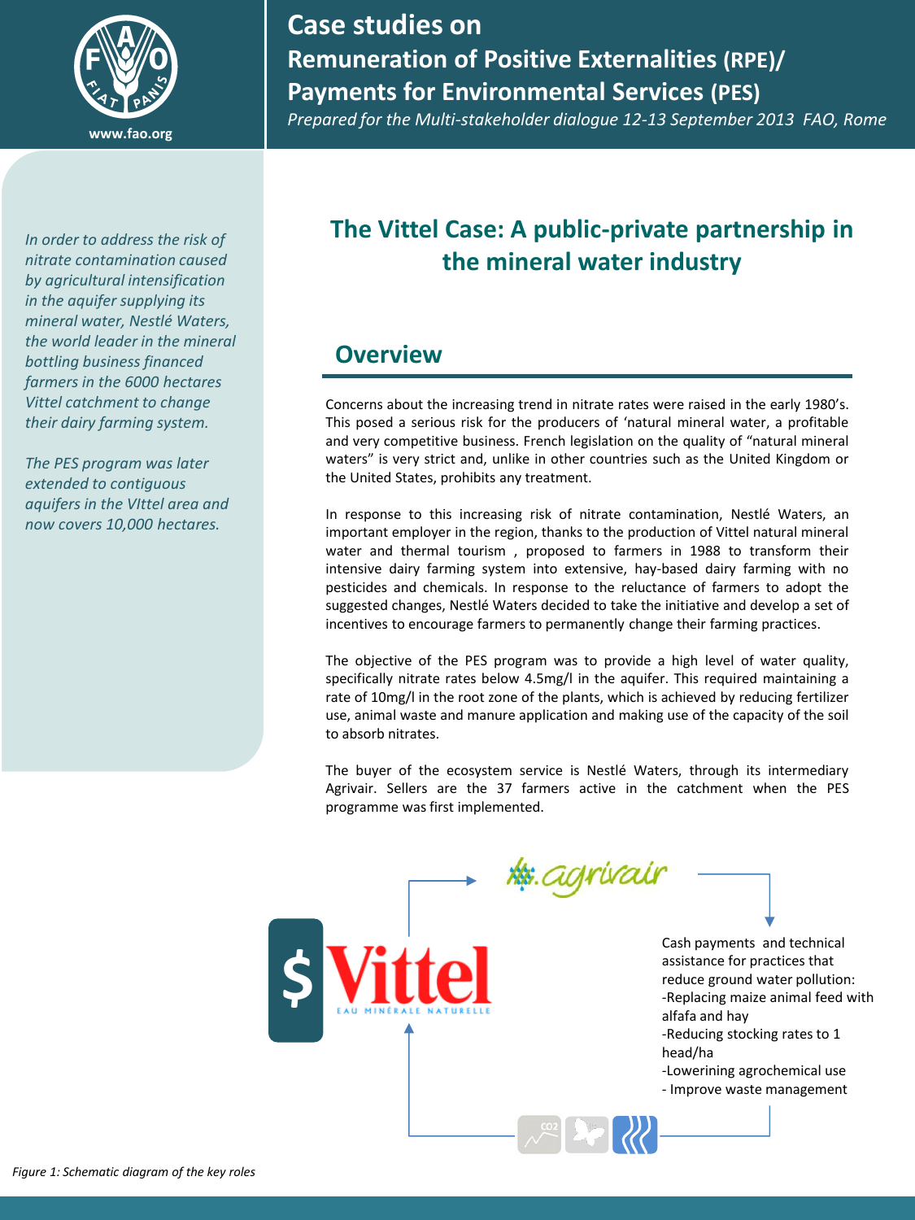# Case studies on Remuneration of Positive Externalities (RPE)/ Payments for Environmental Services (PES)

*Prepared for the Multi-stakeholder dialogue 12-13 September 2013 FAO, Rome*

*In order to address the risk of nitrate contamination caused by agricultural intensification in the aquifer supplying its mineral water, Nestlé Waters, the world leader in the mineral bottling business financed farmers in the 6000 hectares Vittel catchment to change their dairy farming system.*

*The PES program was later extended to contiguous aquifers in the VIttel area and now covers 10,000 hectares.*

## The Vittel Case: A public-private partnership in the mineral water industry

## Overview

Concerns about the increasing trend in nitrate rates were raised in the early 1980's. This posed a serious risk for the producers of 'natural mineral water, a profitable and very competitive business. French legislation on the quality of "natural mineral waters" is very strict and, unlike in other countries such as the United Kingdom or the United States, prohibits any treatment.

In response to this increasing risk of nitrate contamination, Nestlé Waters, an important employer in the region, thanks to the production of Vittel natural mineral water and thermal tourism , proposed to farmers in 1988 to transform their intensive dairy farming system into extensive, hay-based dairy farming with no pesticides and chemicals. In response to the reluctance of farmers to adopt the suggested changes, Nestlé Waters decided to take the initiative and develop a set of incentives to encourage farmers to permanently change their farming practices.

The objective of the PES program was to provide a high level of water quality, specifically nitrate rates below 4.5mg/l in the aquifer. This required maintaining a rate of 10mg/l in the root zone of the plants, which is achieved by reducing fertilizer use, animal waste and manure application and making use of the capacity of the soil to absorb nitrates.

The buyer of the ecosystem service is Nestlé Waters, through its intermediary Agrivair. Sellers are the 37 farmers active in the catchment when the PES programme was first implemented.

agrivair

$ Vittel EAU MINÉRALE NATURELLE

Cash payments and technical assistance for practices that reduce ground water pollution:
- Replacing maize animal feed with alfafa and hay
- Reducing stocking rates to 1 head/ha
- Loweriníng agrochemical use
- Improve waste management

*Figure 1: Schematic diagram of the key roles*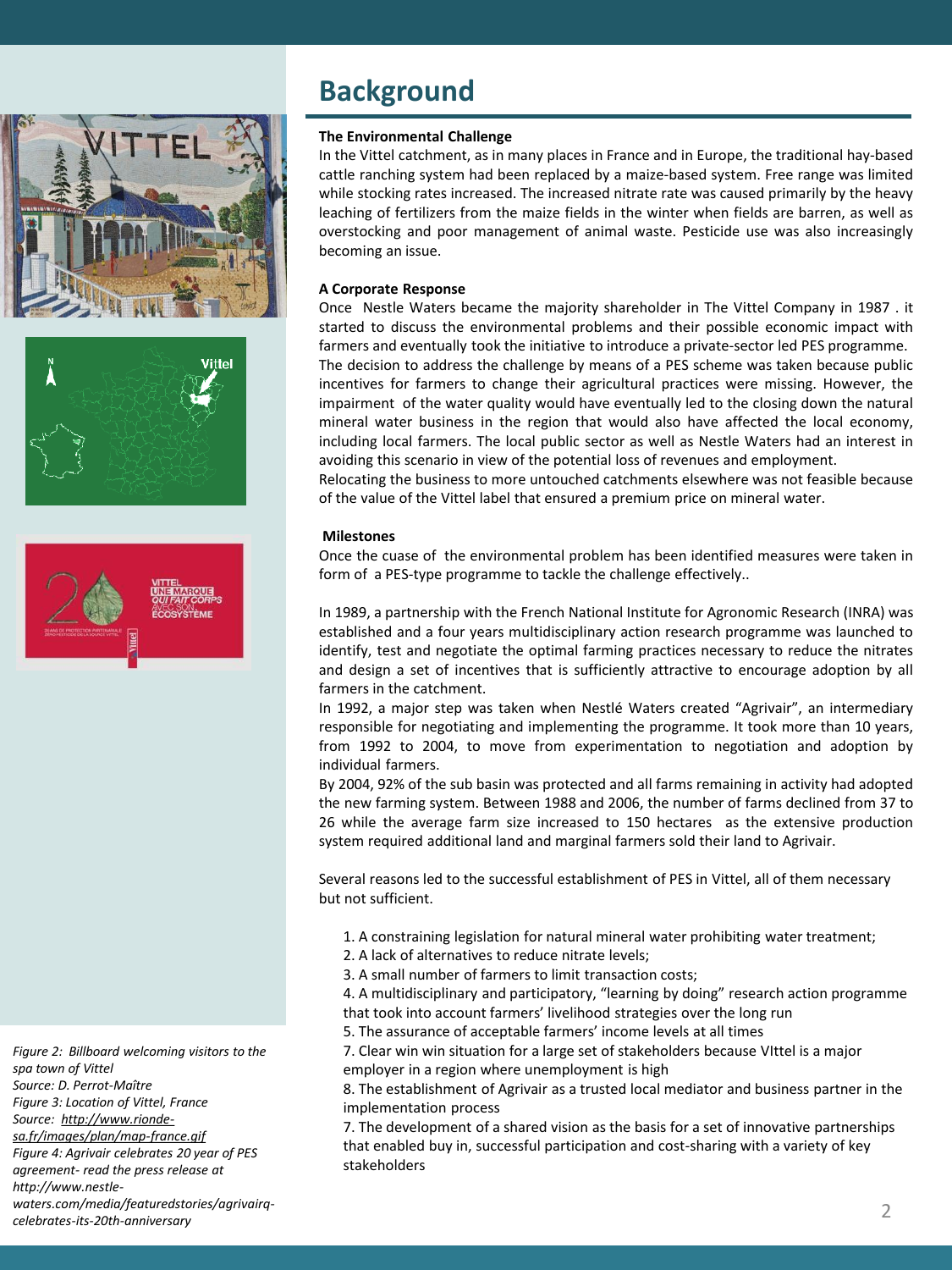# Background

**The Environmental Challenge**

In the Vittel catchment, as in many places in France and in Europe, the traditional hay-based cattle ranching system had been replaced by a maize-based system. Free range was limited while stocking rates increased. The increased nitrate rate was caused primarily by the heavy leaching of fertilizers from the maize fields in the winter when fields are barren, as well as overstocking and poor management of animal waste. Pesticide use was also increasingly becoming an issue.

**A Corporate Response**

Once Nestle Waters became the majority shareholder in The Vittel Company in 1987 . it started to discuss the environmental problems and their possible economic impact with farmers and eventually took the initiative to introduce a private-sector led PES programme. The decision to address the challenge by means of a PES scheme was taken because public incentives for farmers to change their agricultural practices were missing. However, the impairment of the water quality would have eventually led to the closing down the natural mineral water business in the region that would also have affected the local economy, including local farmers. The local public sector as well as Nestle Waters had an interest in avoiding this scenario in view of the potential loss of revenues and employment.
Relocating the business to more untouched catchments elsewhere was not feasible because of the value of the Vittel label that ensured a premium price on mineral water.

**Milestones**

Once the cuase of the environmental problem has been identified measures were taken in form of a PES-type programme to tackle the challenge effectively..

In 1989, a partnership with the French National Institute for Agronomic Research (INRA) was established and a four years multidisciplinary action research programme was launched to identify, test and negotiate the optimal farming practices necessary to reduce the nitrates and design a set of incentives that is sufficiently attractive to encourage adoption by all farmers in the catchment.
In 1992, a major step was taken when Nestlé Waters created "Agrivair", an intermediary responsible for negotiating and implementing the programme. It took more than 10 years, from 1992 to 2004, to move from experimentation to negotiation and adoption by individual farmers.
By 2004, 92% of the sub basin was protected and all farms remaining in activity had adopted the new farming system. Between 1988 and 2006, the number of farms declined from 37 to 26 while the average farm size increased to 150 hectares as the extensive production system required additional land and marginal farmers sold their land to Agrivair.

Several reasons led to the successful establishment of PES in Vittel, all of them necessary but not sufficient.

1. A constraining legislation for natural mineral water prohibiting water treatment;
2. A lack of alternatives to reduce nitrate levels;
3. A small number of farmers to limit transaction costs;
4. A multidisciplinary and participatory, "learning by doing" research action programme that took into account farmers' livelihood strategies over the long run
5. The assurance of acceptable farmers' income levels at all times
7. Clear win win situation for a large set of stakeholders because VIttel is a major employer in a region where unemployment is high
8. The establishment of Agrivair as a trusted local mediator and business partner in the implementation process
7. The development of a shared vision as the basis for a set of innovative partnerships that enabled buy in, successful participation and cost-sharing with a variety of key stakeholders

*Figure 2: Billboard welcoming visitors to the spa town of Vittel*
*Source: D. Perrot-Maître*
*Figure 3: Location of Vittel, France*
*Source: http://www.rionde-sa.fr/images/plan/map-france.gif*
*Figure 4: Agrivair celebrates 20 year of PES agreement- read the press release at http://www.nestle-waters.com/media/featuredstories/agrivairq-celebrates-its-20th-anniversary*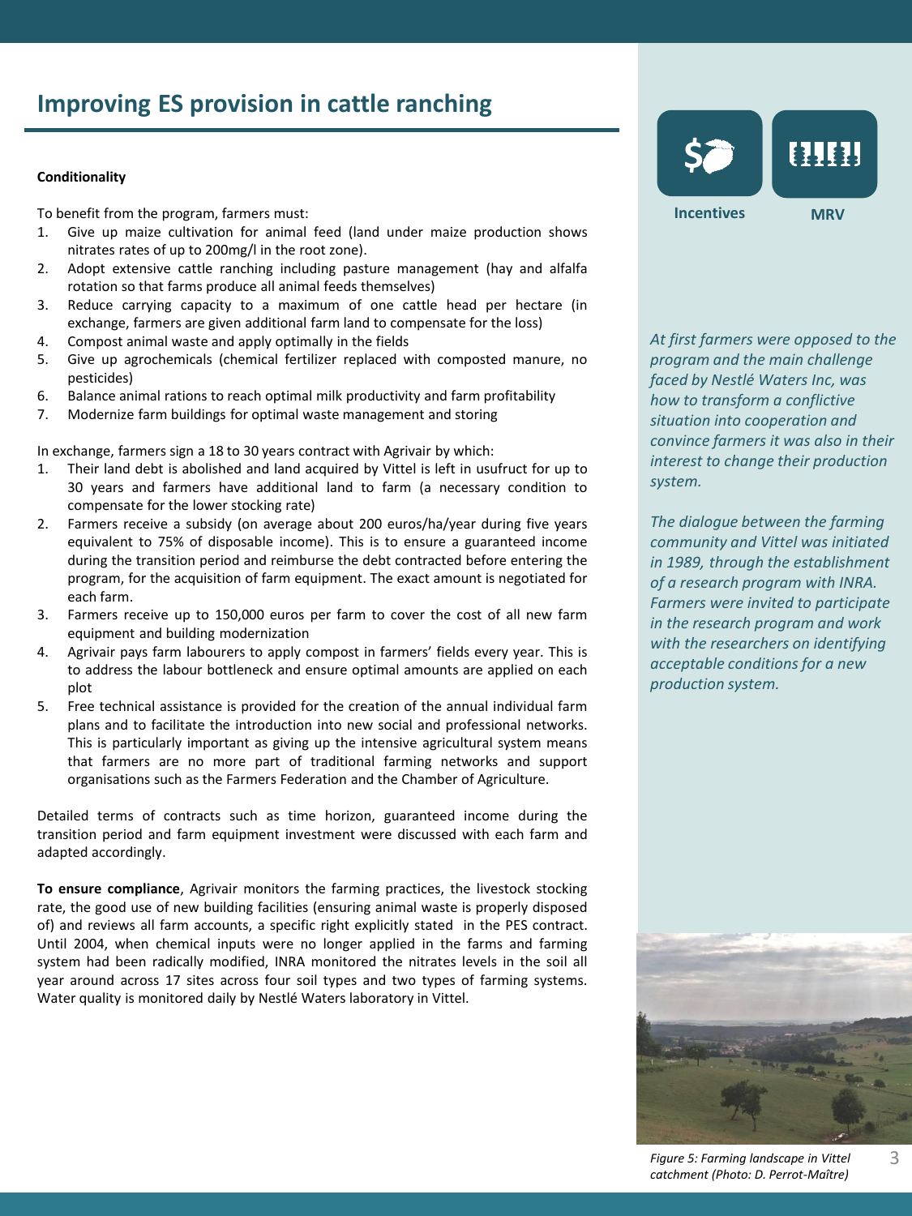# Improving ES provision in cattle ranching

Incentives

MRV

**Conditionality**

To benefit from the program, farmers must:

1. Give up maize cultivation for animal feed (land under maize production shows nitrates rates of up to 200mg/l in the root zone).
2. Adopt extensive cattle ranching including pasture management (hay and alfalfa rotation so that farms produce all animal feeds themselves)
3. Reduce carrying capacity to a maximum of one cattle head per hectare (in exchange, farmers are given additional farm land to compensate for the loss)
4. Compost animal waste and apply optimally in the fields
5. Give up agrochemicals (chemical fertilizer replaced with composted manure, no pesticides)
6. Balance animal rations to reach optimal milk productivity and farm profitability
7. Modernize farm buildings for optimal waste management and storing

In exchange, farmers sign a 18 to 30 years contract with Agrivair by which:

1. Their land debt is abolished and land acquired by Vittel is left in usufruct for up to 30 years and farmers have additional land to farm (a necessary condition to compensate for the lower stocking rate)
2. Farmers receive a subsidy (on average about 200 euros/ha/year during five years equivalent to 75% of disposable income). This is to ensure a guaranteed income during the transition period and reimburse the debt contracted before entering the program, for the acquisition of farm equipment. The exact amount is negotiated for each farm.
3. Farmers receive up to 150,000 euros per farm to cover the cost of all new farm equipment and building modernization
4. Agrivair pays farm labourers to apply compost in farmers' fields every year. This is to address the labour bottleneck and ensure optimal amounts are applied on each plot
5. Free technical assistance is provided for the creation of the annual individual farm plans and to facilitate the introduction into new social and professional networks. This is particularly important as giving up the intensive agricultural system means that farmers are no more part of traditional farming networks and support organisations such as the Farmers Federation and the Chamber of Agriculture.

Detailed terms of contracts such as time horizon, guaranteed income during the transition period and farm equipment investment were discussed with each farm and adapted accordingly.

**To ensure compliance**, Agrivair monitors the farming practices, the livestock stocking rate, the good use of new building facilities (ensuring animal waste is properly disposed of) and reviews all farm accounts, a specific right explicitly stated in the PES contract. Until 2004, when chemical inputs were no longer applied in the farms and farming system had been radically modified, INRA monitored the nitrates levels in the soil all year around across 17 sites across four soil types and two types of farming systems. Water quality is monitored daily by Nestlé Waters laboratory in Vittel.

*At first farmers were opposed to the program and the main challenge faced by Nestlé Waters Inc, was how to transform a conflictive situation into cooperation and convince farmers it was also in their interest to change their production system.*

*The dialogue between the farming community and Vittel was initiated in 1989, through the establishment of a research program with INRA. Farmers were invited to participate in the research program and work with the researchers on identifying acceptable conditions for a new production system.*

*Figure 5: Farming landscape in Vittel catchment (Photo: D. Perrot-Maître)*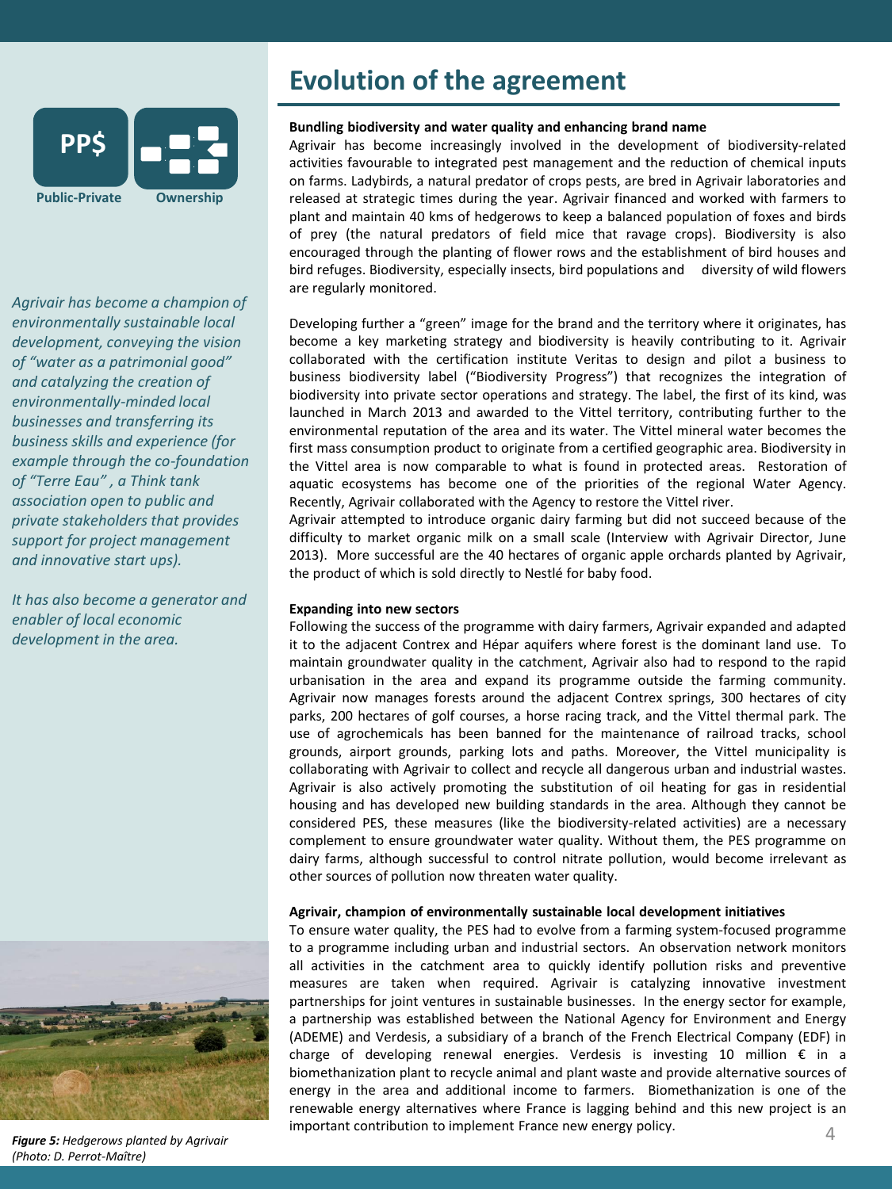Public-Private

Ownership

*Agrivair has become a champion of environmentally sustainable local development, conveying the vision of "water as a patrimonial good" and catalyzing the creation of environmentally-minded local businesses and transferring its business skills and experience (for example through the co-foundation of "Terre Eau" , a Think tank association open to public and private stakeholders that provides support for project management and innovative start ups).*

*It has also become a generator and enabler of local economic development in the area.*

# Evolution of the agreement

**Bundling biodiversity and water quality and enhancing brand name**

Agrivair has become increasingly involved in the development of biodiversity-related activities favourable to integrated pest management and the reduction of chemical inputs on farms. Ladybirds, a natural predator of crops pests, are bred in Agrivair laboratories and released at strategic times during the year. Agrivair financed and worked with farmers to plant and maintain 40 kms of hedgerows to keep a balanced population of foxes and birds of prey (the natural predators of field mice that ravage crops). Biodiversity is also encouraged through the planting of flower rows and the establishment of bird houses and bird refuges. Biodiversity, especially insects, bird populations and diversity of wild flowers are regularly monitored.

Developing further a "green" image for the brand and the territory where it originates, has become a key marketing strategy and biodiversity is heavily contributing to it. Agrivair collaborated with the certification institute Veritas to design and pilot a business to business biodiversity label ("Biodiversity Progress") that recognizes the integration of biodiversity into private sector operations and strategy. The label, the first of its kind, was launched in March 2013 and awarded to the Vittel territory, contributing further to the environmental reputation of the area and its water. The Vittel mineral water becomes the first mass consumption product to originate from a certified geographic area. Biodiversity in the Vittel area is now comparable to what is found in protected areas. Restoration of aquatic ecosystems has become one of the priorities of the regional Water Agency. Recently, Agrivair collaborated with the Agency to restore the Vittel river.

Agrivair attempted to introduce organic dairy farming but did not succeed because of the difficulty to market organic milk on a small scale (Interview with Agrivair Director, June 2013). More successful are the 40 hectares of organic apple orchards planted by Agrivair, the product of which is sold directly to Nestlé for baby food.

**Expanding into new sectors**

Following the success of the programme with dairy farmers, Agrivair expanded and adapted it to the adjacent Contrex and Hépar aquifers where forest is the dominant land use. To maintain groundwater quality in the catchment, Agrivair also had to respond to the rapid urbanisation in the area and expand its programme outside the farming community. Agrivair now manages forests around the adjacent Contrex springs, 300 hectares of city parks, 200 hectares of golf courses, a horse racing track, and the Vittel thermal park. The use of agrochemicals has been banned for the maintenance of railroad tracks, school grounds, airport grounds, parking lots and paths. Moreover, the Vittel municipality is collaborating with Agrivair to collect and recycle all dangerous urban and industrial wastes. Agrivair is also actively promoting the substitution of oil heating for gas in residential housing and has developed new building standards in the area. Although they cannot be considered PES, these measures (like the biodiversity-related activities) are a necessary complement to ensure groundwater water quality. Without them, the PES programme on dairy farms, although successful to control nitrate pollution, would become irrelevant as other sources of pollution now threaten water quality.

**Agrivair, champion of environmentally sustainable local development initiatives**

To ensure water quality, the PES had to evolve from a farming system-focused programme to a programme including urban and industrial sectors. An observation network monitors all activities in the catchment area to quickly identify pollution risks and preventive measures are taken when required. Agrivair is catalyzing innovative investment partnerships for joint ventures in sustainable businesses. In the energy sector for example, a partnership was established between the National Agency for Environment and Energy (ADEME) and Verdesis, a subsidiary of a branch of the French Electrical Company (EDF) in charge of developing renewal energies. Verdesis is investing 10 million € in a biomethanization plant to recycle animal and plant waste and provide alternative sources of energy in the area and additional income to farmers. Biomethanization is one of the renewable energy alternatives where France is lagging behind and this new project is an important contribution to implement France new energy policy.

***Figure 5:*** *Hedgerows planted by Agrivair (Photo: D. Perrot-Maître)*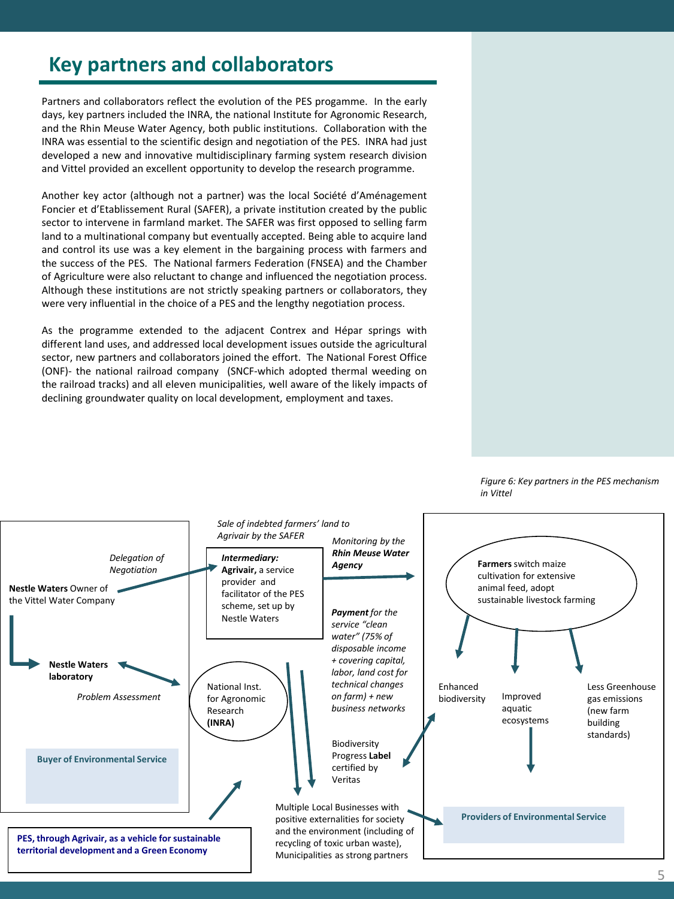## Key partners and collaborators

Partners and collaborators reflect the evolution of the PES progamme. In the early days, key partners included the INRA, the national Institute for Agronomic Research, and the Rhin Meuse Water Agency, both public institutions. Collaboration with the INRA was essential to the scientific design and negotiation of the PES. INRA had just developed a new and innovative multidisciplinary farming system research division and Vittel provided an excellent opportunity to develop the research programme.

Another key actor (although not a partner) was the local Société d'Aménagement Foncier et d'Etablissement Rural (SAFER), a private institution created by the public sector to intervene in farmland market. The SAFER was first opposed to selling farm land to a multinational company but eventually accepted. Being able to acquire land and control its use was a key element in the bargaining process with farmers and the success of the PES. The National farmers Federation (FNSEA) and the Chamber of Agriculture were also reluctant to change and influenced the negotiation process. Although these institutions are not strictly speaking partners or collaborators, they were very influential in the choice of a PES and the lengthy negotiation process.

As the programme extended to the adjacent Contrex and Hépar springs with different land uses, and addressed local development issues outside the agricultural sector, new partners and collaborators joined the effort. The National Forest Office (ONF)- the national railroad company (SNCF-which adopted thermal weeding on the railroad tracks) and all eleven municipalities, well aware of the likely impacts of declining groundwater quality on local development, employment and taxes.

*Figure 6: Key partners in the PES mechanism in Vittel*

**Nestle Waters** Owner of the Vittel Water Company

*Delegation of Negotiation*

**Nestle Waters laboratory**

*Problem Assessment*

**Buyer of Environmental Service**

*Sale of indebted farmers' land to Agrivair by the SAFER*

***Intermediary:*** **Agrivair,** a service provider and facilitator of the PES scheme, set up by Nestle Waters

National Inst. for Agronomic Research **(INRA)**

*Monitoring by the* ***Rhin Meuse Water Agency***

***Payment*** *for the service "clean water" (75% of disposable income + covering capital, labor, land cost for technical changes on farm) + new business networks*

Biodiversity Progress **Label** certified by Veritas

**Farmers** switch maize cultivation for extensive animal feed, adopt sustainable livestock farming

Enhanced biodiversity

Improved aquatic ecosystems

Less Greenhouse gas emissions (new farm building standards)

**Providers of Environmental Service**

Multiple Local Businesses with positive externalities for society and the environment (including of recycling of toxic urban waste), Municipalities as strong partners

**PES, through Agrivair, as a vehicle for sustainable territorial development and a Green Economy**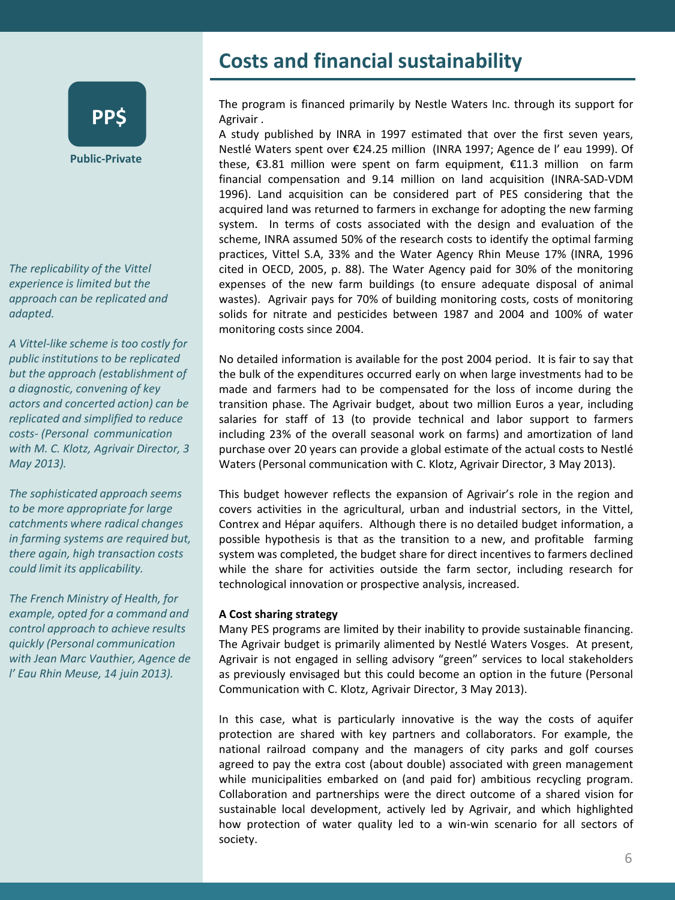**PP$**

**Public-Private**

*The replicability of the Vittel experience is limited but the approach can be replicated and adapted.*

*A Vittel-like scheme is too costly for public institutions to be replicated but the approach (establishment of a diagnostic, convening of key actors and concerted action) can be replicated and simplified to reduce costs- (Personal communication with M. C. Klotz, Agrivair Director, 3 May 2013).*

*The sophisticated approach seems to be more appropriate for large catchments where radical changes in farming systems are required but, there again, high transaction costs could limit its applicability.*

*The French Ministry of Health, for example, opted for a command and control approach to achieve results quickly (Personal communication with Jean Marc Vauthier, Agence de l' Eau Rhin Meuse, 14 juin 2013).*

## Costs and financial sustainability

The program is financed primarily by Nestle Waters Inc. through its support for Agrivair .

A study published by INRA in 1997 estimated that over the first seven years, Nestlé Waters spent over €24.25 million (INRA 1997; Agence de l' eau 1999). Of these, €3.81 million were spent on farm equipment, €11.3 million on farm financial compensation and 9.14 million on land acquisition (INRA-SAD-VDM 1996). Land acquisition can be considered part of PES considering that the acquired land was returned to farmers in exchange for adopting the new farming system. In terms of costs associated with the design and evaluation of the scheme, INRA assumed 50% of the research costs to identify the optimal farming practices, Vittel S.A, 33% and the Water Agency Rhin Meuse 17% (INRA, 1996 cited in OECD, 2005, p. 88). The Water Agency paid for 30% of the monitoring expenses of the new farm buildings (to ensure adequate disposal of animal wastes). Agrivair pays for 70% of building monitoring costs, costs of monitoring solids for nitrate and pesticides between 1987 and 2004 and 100% of water monitoring costs since 2004.

No detailed information is available for the post 2004 period. It is fair to say that the bulk of the expenditures occurred early on when large investments had to be made and farmers had to be compensated for the loss of income during the transition phase. The Agrivair budget, about two million Euros a year, including salaries for staff of 13 (to provide technical and labor support to farmers including 23% of the overall seasonal work on farms) and amortization of land purchase over 20 years can provide a global estimate of the actual costs to Nestlé Waters (Personal communication with C. Klotz, Agrivair Director, 3 May 2013).

This budget however reflects the expansion of Agrivair's role in the region and covers activities in the agricultural, urban and industrial sectors, in the Vittel, Contrex and Hépar aquifers. Although there is no detailed budget information, a possible hypothesis is that as the transition to a new, and profitable farming system was completed, the budget share for direct incentives to farmers declined while the share for activities outside the farm sector, including research for technological innovation or prospective analysis, increased.

**A Cost sharing strategy**

Many PES programs are limited by their inability to provide sustainable financing. The Agrivair budget is primarily alimented by Nestlé Waters Vosges. At present, Agrivair is not engaged in selling advisory "green" services to local stakeholders as previously envisaged but this could become an option in the future (Personal Communication with C. Klotz, Agrivair Director, 3 May 2013).

In this case, what is particularly innovative is the way the costs of aquifer protection are shared with key partners and collaborators. For example, the national railroad company and the managers of city parks and golf courses agreed to pay the extra cost (about double) associated with green management while municipalities embarked on (and paid for) ambitious recycling program. Collaboration and partnerships were the direct outcome of a shared vision for sustainable local development, actively led by Agrivair, and which highlighted how protection of water quality led to a win-win scenario for all sectors of society.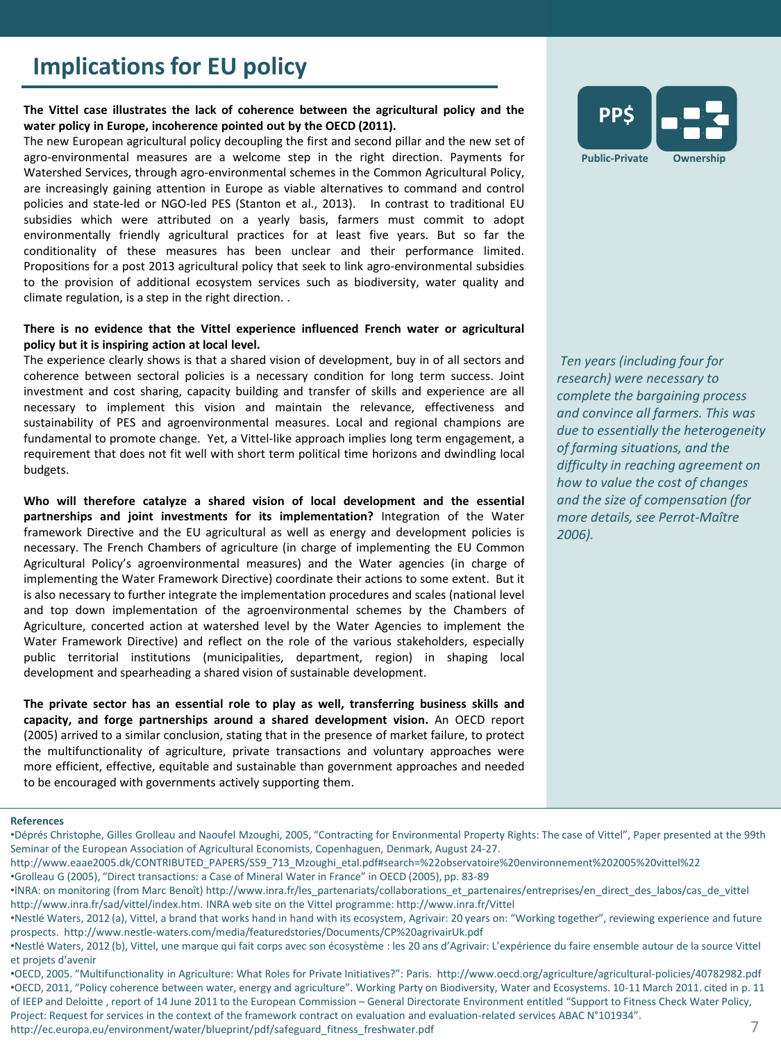## Implications for EU policy

**The Vittel case illustrates the lack of coherence between the agricultural policy and the water policy in Europe, incoherence pointed out by the OECD (2011).**

The new European agricultural policy decoupling the first and second pillar and the new set of agro-environmental measures are a welcome step in the right direction. Payments for Watershed Services, through agro-environmental schemes in the Common Agricultural Policy, are increasingly gaining attention in Europe as viable alternatives to command and control policies and state-led or NGO-led PES (Stanton et al., 2013). In contrast to traditional EU subsidies which were attributed on a yearly basis, farmers must commit to adopt environmentally friendly agricultural practices for at least five years. But so far the conditionality of these measures has been unclear and their performance limited. Propositions for a post 2013 agricultural policy that seek to link agro-environmental subsidies to the provision of additional ecosystem services such as biodiversity, water quality and climate regulation, is a step in the right direction. .

**There is no evidence that the Vittel experience influenced French water or agricultural policy but it is inspiring action at local level.**

The experience clearly shows is that a shared vision of development, buy in of all sectors and coherence between sectoral policies is a necessary condition for long term success. Joint investment and cost sharing, capacity building and transfer of skills and experience are all necessary to implement this vision and maintain the relevance, effectiveness and sustainability of PES and agroenvironmental measures. Local and regional champions are fundamental to promote change. Yet, a Vittel-like approach implies long term engagement, a requirement that does not fit well with short term political time horizons and dwindling local budgets.

**Who will therefore catalyze a shared vision of local development and the essential partnerships and joint investments for its implementation?** Integration of the Water framework Directive and the EU agricultural as well as energy and development policies is necessary. The French Chambers of agriculture (in charge of implementing the EU Common Agricultural Policy's agroenvironmental measures) and the Water agencies (in charge of implementing the Water Framework Directive) coordinate their actions to some extent. But it is also necessary to further integrate the implementation procedures and scales (national level and top down implementation of the agroenvironmental schemes by the Chambers of Agriculture, concerted action at watershed level by the Water Agencies to implement the Water Framework Directive) and reflect on the role of the various stakeholders, especially public territorial institutions (municipalities, department, region) in shaping local development and spearheading a shared vision of sustainable development.

**The private sector has an essential role to play as well, transferring business skills and capacity, and forge partnerships around a shared development vision.** An OECD report (2005) arrived to a similar conclusion, stating that in the presence of market failure, to protect the multifunctionality of agriculture, private transactions and voluntary approaches were more efficient, effective, equitable and sustainable than government approaches and needed to be encouraged with governments actively supporting them.

PP$ Public-Private | Ownership

*Ten years (including four for research) were necessary to complete the bargaining process and convince all farmers. This was due to essentially the heterogeneity of farming situations, and the difficulty in reaching agreement on how to value the cost of changes and the size of compensation (for more details, see Perrot-Maître 2006).*

**References**

- Déprés Christophe, Gilles Grolleau and Naoufel Mzoughi, 2005, "Contracting for Environmental Property Rights: The case of Vittel", Paper presented at the 99th Seminar of the European Association of Agricultural Economists, Copenhaguen, Denmark, August 24-27. http://www.eaae2005.dk/CONTRIBUTED_PAPERS/S59_713_Mzoughi_etal.pdf#search=%22observatoire%20environnement%202005%20vittel%22
- Grolleau G (2005), "Direct transactions: a Case of Mineral Water in France" in OECD (2005), pp. 83-89
- INRA: on monitoring (from Marc Benoît) http://www.inra.fr/les_partenariats/collaborations_et_partenaires/entreprises/en_direct_des_labos/cas_de_vittel http://www.inra.fr/sad/vittel/index.htm. INRA web site on the Vittel programme: http://www.inra.fr/Vittel
- Nestlé Waters, 2012 (a), Vittel, a brand that works hand in hand with its ecosystem, Agrivair: 20 years on: "Working together", reviewing experience and future prospects. http://www.nestle-waters.com/media/featuredstories/Documents/CP%20agrivairUk.pdf
- Nestlé Waters, 2012 (b), Vittel, une marque qui fait corps avec son écosystème : les 20 ans d'Agrivair: L'expérience du faire ensemble autour de la source Vittel et projets d'avenir
- OECD, 2005. "Multifunctionality in Agriculture: What Roles for Private Initiatives?": Paris. http://www.oecd.org/agriculture/agricultural-policies/40782982.pdf
- OECD, 2011, "Policy coherence between water, energy and agriculture". Working Party on Biodiversity, Water and Ecosystems. 10-11 March 2011. cited in p. 11 of IEEP and Deloitte , report of 14 June 2011 to the European Commission – General Directorate Environment entitled "Support to Fitness Check Water Policy, Project: Request for services in the context of the framework contract on evaluation and evaluation-related services ABAC N°101934". http://ec.europa.eu/environment/water/blueprint/pdf/safeguard_fitness_freshwater.pdf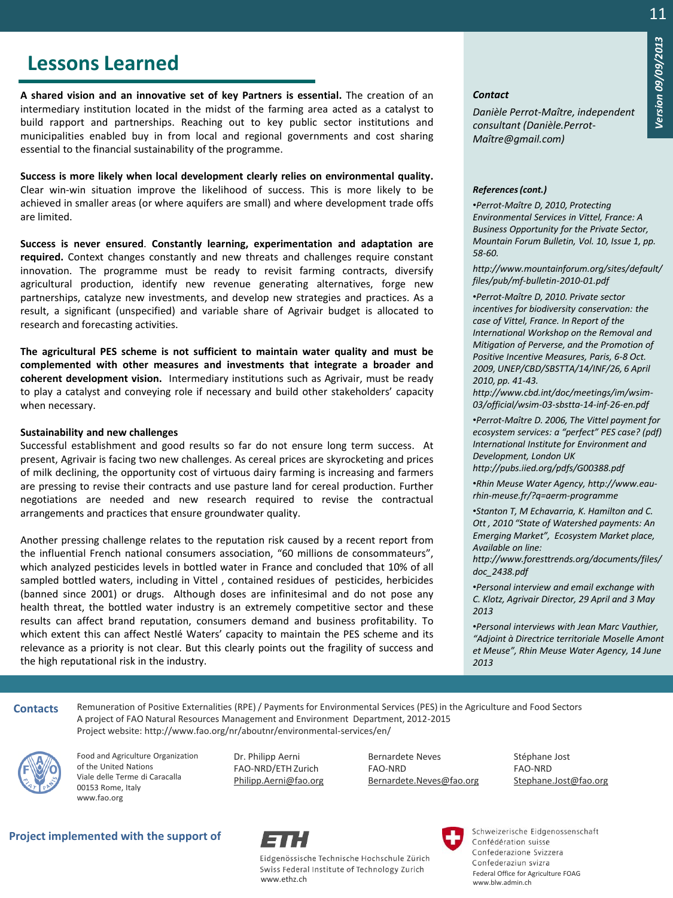## Lessons Learned

**A shared vision and an innovative set of key Partners is essential.** The creation of an intermediary institution located in the midst of the farming area acted as a catalyst to build rapport and partnerships. Reaching out to key public sector institutions and municipalities enabled buy in from local and regional governments and cost sharing essential to the financial sustainability of the programme.

**Success is more likely when local development clearly relies on environmental quality.** Clear win-win situation improve the likelihood of success. This is more likely to be achieved in smaller areas (or where aquifers are small) and where development trade offs are limited.

**Success is never ensured**. **Constantly learning, experimentation and adaptation are required.** Context changes constantly and new threats and challenges require constant innovation. The programme must be ready to revisit farming contracts, diversify agricultural production, identify new revenue generating alternatives, forge new partnerships, catalyze new investments, and develop new strategies and practices. As a result, a significant (unspecified) and variable share of Agrivair budget is allocated to research and forecasting activities.

**The agricultural PES scheme is not sufficient to maintain water quality and must be complemented with other measures and investments that integrate a broader and coherent development vision.** Intermediary institutions such as Agrivair, must be ready to play a catalyst and conveying role if necessary and build other stakeholders' capacity when necessary.

**Sustainability and new challenges**

Successful establishment and good results so far do not ensure long term success. At present, Agrivair is facing two new challenges. As cereal prices are skyrocketing and prices of milk declining, the opportunity cost of virtuous dairy farming is increasing and farmers are pressing to revise their contracts and use pasture land for cereal production. Further negotiations are needed and new research required to revise the contractual arrangements and practices that ensure groundwater quality.

Another pressing challenge relates to the reputation risk caused by a recent report from the influential French national consumers association, "60 millions de consommateurs", which analyzed pesticides levels in bottled water in France and concluded that 10% of all sampled bottled waters, including in Vittel , contained residues of pesticides, herbicides (banned since 2001) or drugs. Although doses are infinitesimal and do not pose any health threat, the bottled water industry is an extremely competitive sector and these results can affect brand reputation, consumers demand and business profitability. To which extent this can affect Nestlé Waters' capacity to maintain the PES scheme and its relevance as a priority is not clear. But this clearly points out the fragility of success and the high reputational risk in the industry.

***Contact***

*Danièle Perrot-Maître, independent consultant (Danièle.Perrot-Maître@gmail.com)*

***References (cont.)***

*•Perrot-Maître D, 2010, Protecting Environmental Services in Vittel, France: A Business Opportunity for the Private Sector, Mountain Forum Bulletin, Vol. 10, Issue 1, pp. 58-60.*

*http://www.mountainforum.org/sites/default/files/pub/mf-bulletin-2010-01.pdf*

*•Perrot-Maître D, 2010. Private sector incentives for biodiversity conservation: the case of Vittel, France. In Report of the International Workshop on the Removal and Mitigation of Perverse, and the Promotion of Positive Incentive Measures, Paris, 6-8 Oct. 2009, UNEP/CBD/SBSTTA/14/INF/26, 6 April 2010, pp. 41-43. http://www.cbd.int/doc/meetings/im/wsim-03/official/wsim-03-sbstta-14-inf-26-en.pdf*

*•Perrot-Maître D. 2006, The Vittel payment for ecosystem services: a "perfect" PES case? (pdf) International Institute for Environment and Development, London UK http://pubs.iied.org/pdfs/G00388.pdf*

*•Rhin Meuse Water Agency, http://www.eau-rhin-meuse.fr/?q=aerm-programme*

*•Stanton T, M Echavarria, K. Hamilton and C. Ott , 2010 "State of Watershed payments: An Emerging Market", Ecosystem Market place, Available on line: http://www.foresttrends.org/documents/files/doc_2438.pdf*

*•Personal interview and email exchange with C. Klotz, Agrivair Director, 29 April and 3 May 2013*

*•Personal interviews with Jean Marc Vauthier, "Adjoint à Directrice territoriale Moselle Amont et Meuse", Rhin Meuse Water Agency, 14 June 2013*

**Contacts**

Remuneration of Positive Externalities (RPE) / Payments for Environmental Services (PES) in the Agriculture and Food Sectors
A project of FAO Natural Resources Management and Environment Department, 2012-2015
Project website: http://www.fao.org/nr/aboutnr/environmental-services/en/

Food and Agriculture Organization of the United Nations
Viale delle Terme di Caracalla
00153 Rome, Italy
www.fao.org

Dr. Philipp Aerni
FAO-NRD/ETH Zurich
Philipp.Aerni@fao.org

Bernardete Neves
FAO-NRD
Bernardete.Neves@fao.org

Stéphane Jost
FAO-NRD
Stephane.Jost@fao.org

**Project implemented with the support of**

ETH
Eidgenössische Technische Hochschule Zürich
Swiss Federal Institute of Technology Zurich
www.ethz.ch

Schweizerische Eidgenossenschaft
Confédération suisse
Confederazione Svizzera
Confederaziun svizra
Federal Office for Agriculture FOAG
www.blw.admin.ch